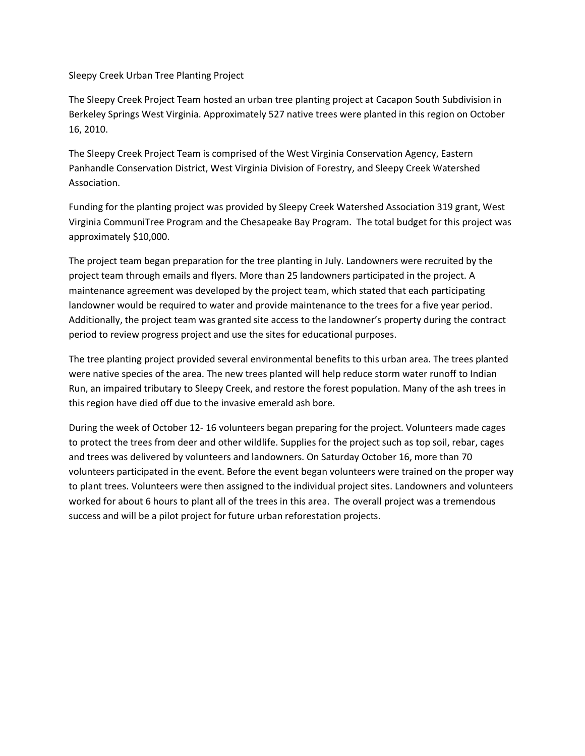# Sleepy Creek Urban Tree Planting Project

The Sleepy Creek Project Team hosted an urban tree planting project at Cacapon South Subdivision in Berkeley Springs West Virginia. Approximately 527 native trees were planted in this region on October 16, 2010.

The Sleepy Creek Project Team is comprised of the West Virginia Conservation Agency, Eastern Panhandle Conservation District, West Virginia Division of Forestry, and Sleepy Creek Watershed Association.

Funding for the planting project was provided by Sleepy Creek Watershed Association 319 grant, West Virginia CommuniTree Program and the Chesapeake Bay Program. The total budget for this project was approximately $10,000.

The project team began preparation for the tree planting in July. Landowners were recruited by the project team through emails and flyers. More than 25 landowners participated in the project. A maintenance agreement was developed by the project team, which stated that each participating landowner would be required to water and provide maintenance to the trees for a five year period. Additionally, the project team was granted site access to the landowner's property during the contract period to review progress project and use the sites for educational purposes.

The tree planting project provided several environmental benefits to this urban area. The trees planted were native species of the area. The new trees planted will help reduce storm water runoff to Indian Run, an impaired tributary to Sleepy Creek, and restore the forest population. Many of the ash trees in this region have died off due to the invasive emerald ash bore.

During the week of October 12- 16 volunteers began preparing for the project. Volunteers made cages to protect the trees from deer and other wildlife. Supplies for the project such as top soil, rebar, cages and trees was delivered by volunteers and landowners. On Saturday October 16, more than 70 volunteers participated in the event. Before the event began volunteers were trained on the proper way to plant trees. Volunteers were then assigned to the individual project sites. Landowners and volunteers worked for about 6 hours to plant all of the trees in this area. The overall project was a tremendous success and will be a pilot project for future urban reforestation projects.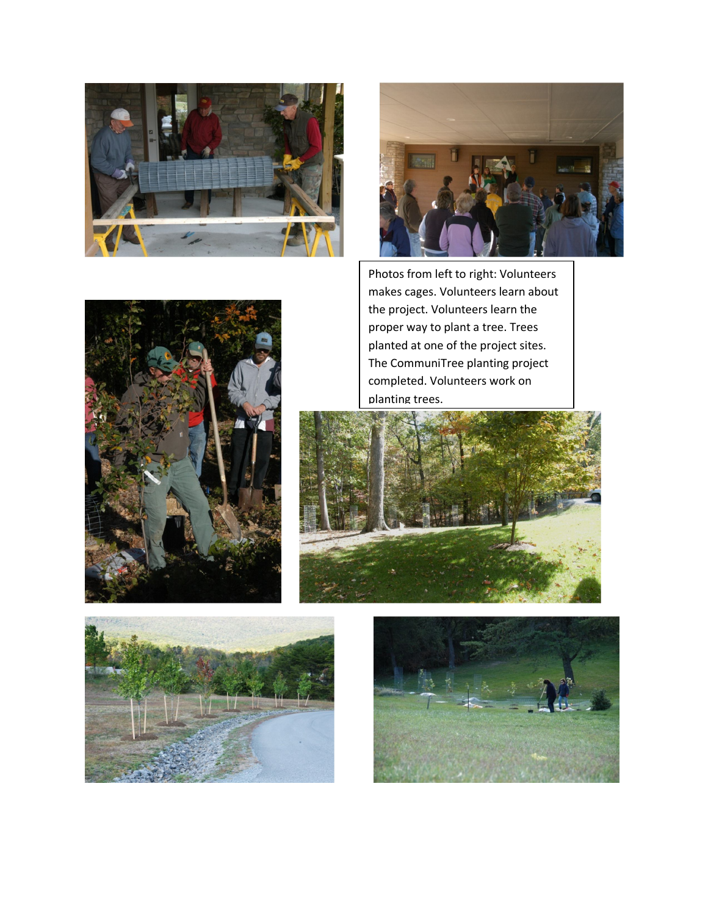Photos from left to right: Volunteers makes cages. Volunteers learn about the project. Volunteers learn the proper way to plant a tree. Trees planted at one of the project sites. The CommuniTree planting project completed. Volunteers work on planting trees.